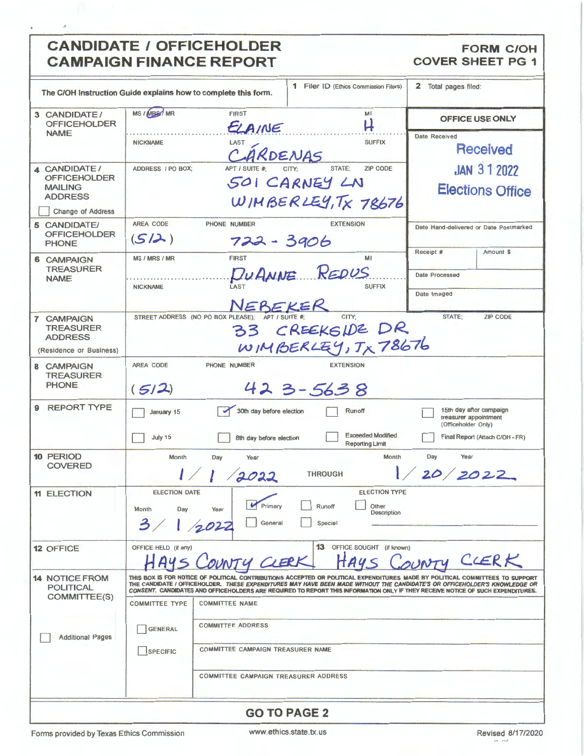# CANDIDATE / OFFICEHOLDER CAMPAIGN FINANCE REPORT

**FORM C/OH COVER SHEET PG 1**

The C/OH Instruction Guide explains how to complete this form.

**1** Filer ID (Ethics Commission Filers)

**2** Total pages filed:

| | | |
|---|---|---|
| **3 CANDIDATE / OFFICEHOLDER NAME** | MS / MRS / MR: MRS; FIRST: ELAINE; MI: H; NICKNAME: ; LAST: CÁRDENAS; SUFFIX: | **OFFICE USE ONLY** Date Received: Received JAN 31 2022 Elections Office |
| **4 CANDIDATE / OFFICEHOLDER MAILING ADDRESS** ☐ Change of Address | ADDRESS / PO BOX; APT / SUITE #; CITY; STATE; ZIP CODE: 501 CARNEY LN WIMBERLEY, TX 78676 | |
| **5 CANDIDATE / OFFICEHOLDER PHONE** | AREA CODE: (512) PHONE NUMBER: 722-3906 EXTENSION: | Date Hand-delivered or Date Postmarked |
| **6 CAMPAIGN TREASURER NAME** | MS / MRS / MR; FIRST: DUANNE REDUS; MI; NICKNAME; LAST: NEBEKER; SUFFIX | Receipt # / Amount $ / Date Processed / Date Imaged |
| **7 CAMPAIGN TREASURER ADDRESS** (Residence or Business) | STREET ADDRESS (NO PO BOX PLEASE); APT / SUITE #; CITY; STATE; ZIP CODE: 33 CREEKSIDE DR WIMBERLEY, TX 78676 | |
| **8 CAMPAIGN TREASURER PHONE** | AREA CODE: (512) PHONE NUMBER: 423-5638 EXTENSION: | |

**9 REPORT TYPE**

- ☐ January 15
- ☑ 30th day before election
- ☐ Runoff
- ☐ 15th day after campaign treasurer appointment (Officeholder Only)
- ☐ July 15
- ☐ 8th day before election
- ☐ Exceeded Modified Reporting Limit
- ☐ Final Report (Attach C/OH - FR)

**10 PERIOD COVERED**: 1/1/2022 THROUGH 1/20/2022

**11 ELECTION**

ELECTION DATE: 3/1/2022

ELECTION TYPE: ☑ Primary ☐ Runoff ☐ Other Description ☐ General ☐ Special

**12 OFFICE** — OFFICE HELD (if any): HAYS COUNTY CLERK

**13** OFFICE SOUGHT (if known): HAYS COUNTY CLERK

**14 NOTICE FROM POLITICAL COMMITTEE(S)**

THIS BOX IS FOR NOTICE OF POLITICAL CONTRIBUTIONS ACCEPTED OR POLITICAL EXPENDITURES MADE BY POLITICAL COMMITTEES TO SUPPORT THE CANDIDATE / OFFICEHOLDER. *THESE EXPENDITURES MAY HAVE BEEN MADE WITHOUT THE CANDIDATE'S OR OFFICEHOLDER'S KNOWLEDGE OR CONSENT.* CANDIDATES AND OFFICEHOLDERS ARE REQUIRED TO REPORT THIS INFORMATION ONLY IF THEY RECEIVE NOTICE OF SUCH EXPENDITURES.

☐ Additional Pages

| COMMITTEE TYPE | |
|---|---|
| | COMMITTEE NAME |
| ☐ GENERAL | COMMITTEE ADDRESS |
| ☐ SPECIFIC | COMMITTEE CAMPAIGN TREASURER NAME |
| | COMMITTEE CAMPAIGN TREASURER ADDRESS |

**GO TO PAGE 2**

Forms provided by Texas Ethics Commission www.ethics.state.tx.us Revised 8/17/2020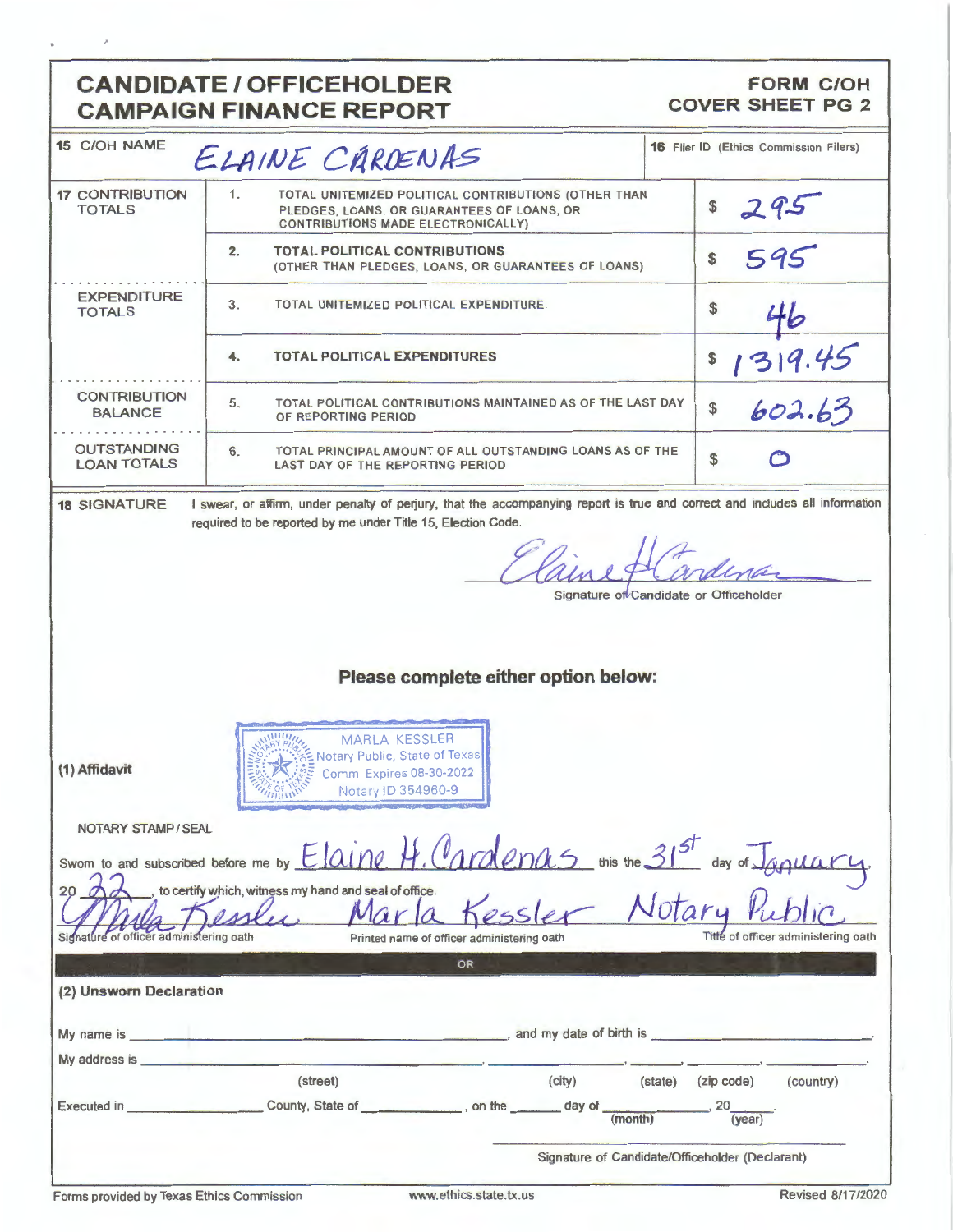# CANDIDATE / OFFICEHOLDER CAMPAIGN FINANCE REPORT

**FORM C/OH COVER SHEET PG 2**

| | | | |
|---|---|---|---|
| **15** C/OH NAME | ELAINE CÁRDENAS | | **16** Filer ID (Ethics Commission Filers) |
| **17** CONTRIBUTION TOTALS | 1. | TOTAL UNITEMIZED POLITICAL CONTRIBUTIONS (OTHER THAN PLEDGES, LOANS, OR GUARANTEES OF LOANS, OR CONTRIBUTIONS MADE ELECTRONICALLY) | $ 295 |
| | 2. | **TOTAL POLITICAL CONTRIBUTIONS** (OTHER THAN PLEDGES, LOANS, OR GUARANTEES OF LOANS) | $ 595 |
| EXPENDITURE TOTALS | 3. | TOTAL UNITEMIZED POLITICAL EXPENDITURE. | $ 46 |
| | 4. | **TOTAL POLITICAL EXPENDITURES** | $ 1319.45 |
| CONTRIBUTION BALANCE | 5. | TOTAL POLITICAL CONTRIBUTIONS MAINTAINED AS OF THE LAST DAY OF REPORTING PERIOD | $ 602.63 |
| OUTSTANDING LOAN TOTALS | 6. | TOTAL PRINCIPAL AMOUNT OF ALL OUTSTANDING LOANS AS OF THE LAST DAY OF THE REPORTING PERIOD | $ 0 |

**18 SIGNATURE** I swear, or affirm, under penalty of perjury, that the accompanying report is true and correct and includes all information required to be reported by me under Title 15, Election Code.

Elaine H Cardenas

Signature of Candidate or Officeholder

**Please complete either option below:**

**(1) Affidavit**

MARLA KESSLER
Notary Public, State of Texas
Comm. Expires 08-30-2022
Notary ID 354960-9

NOTARY STAMP / SEAL

Sworn to and subscribed before me by Elaine H. Cardenas this the 31st day of January, 20 22, to certify which, witness my hand and seal of office.

Marla Kessler — Signature of officer administering oath

Marla Kessler — Printed name of officer administering oath

Notary Public — Title of officer administering oath

OR

**(2) Unsworn Declaration**

My name is ______________________, and my date of birth is ______________.

My address is ______________________, ______________, ______, ______, ______.
(street) (city) (state) (zip code) (country)

Executed in ______________ County, State of ______________, on the ______ day of ______________ (month), 20______ (year).

Signature of Candidate/Officeholder (Declarant)

Forms provided by Texas Ethics Commission www.ethics.state.tx.us Revised 8/17/2020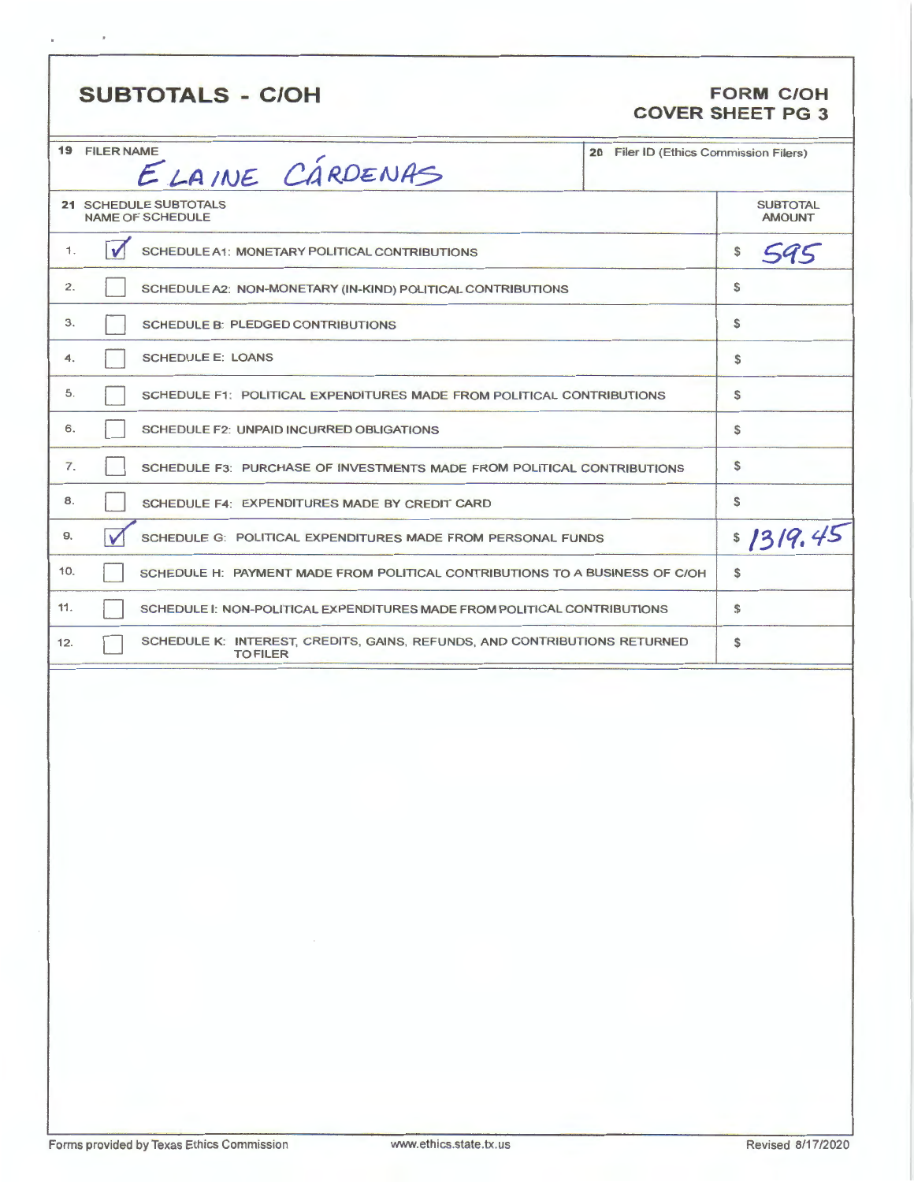# SUBTOTALS - C/OH

**FORM C/OH**
**COVER SHEET PG 3**

| 19 FILER NAME | 20 Filer ID (Ethics Commission Filers) |
|---|---|
| ELAINE CÁRDENAS | |

| 21 SCHEDULE SUBTOTALS NAME OF SCHEDULE | | | SUBTOTAL AMOUNT |
|---|---|---|---|
| 1. | ☑ | SCHEDULE A1: MONETARY POLITICAL CONTRIBUTIONS | $ 595 |
| 2. | ☐ | SCHEDULE A2: NON-MONETARY (IN-KIND) POLITICAL CONTRIBUTIONS | $ |
| 3. | ☐ | SCHEDULE B: PLEDGED CONTRIBUTIONS | $ |
| 4. | ☐ | SCHEDULE E: LOANS | $ |
| 5. | ☐ | SCHEDULE F1: POLITICAL EXPENDITURES MADE FROM POLITICAL CONTRIBUTIONS | $ |
| 6. | ☐ | SCHEDULE F2: UNPAID INCURRED OBLIGATIONS | $ |
| 7. | ☐ | SCHEDULE F3: PURCHASE OF INVESTMENTS MADE FROM POLITICAL CONTRIBUTIONS | $ |
| 8. | ☐ | SCHEDULE F4: EXPENDITURES MADE BY CREDIT CARD | $ |
| 9. | ☑ | SCHEDULE G: POLITICAL EXPENDITURES MADE FROM PERSONAL FUNDS | $ 1319.45 |
| 10. | ☐ | SCHEDULE H: PAYMENT MADE FROM POLITICAL CONTRIBUTIONS TO A BUSINESS OF C/OH | $ |
| 11. | ☐ | SCHEDULE I: NON-POLITICAL EXPENDITURES MADE FROM POLITICAL CONTRIBUTIONS | $ |
| 12. | ☐ | SCHEDULE K: INTEREST, CREDITS, GAINS, REFUNDS, AND CONTRIBUTIONS RETURNED TO FILER | $ |

Forms provided by Texas Ethics Commission    www.ethics.state.tx.us    Revised 8/17/2020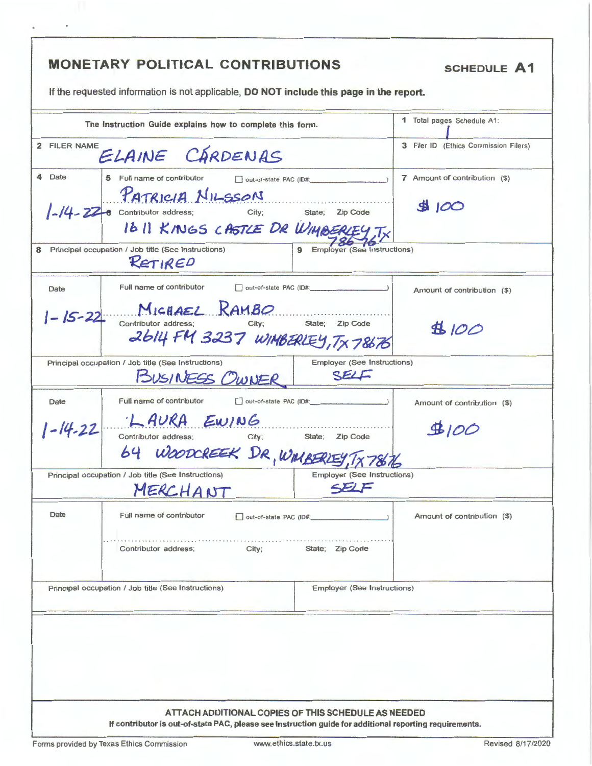# MONETARY POLITICAL CONTRIBUTIONS

**SCHEDULE A1**

If the requested information is not applicable, **DO NOT include this page in the report.**

The Instruction Guide explains how to complete this form.

**1** Total pages Schedule A1: 1

**2** FILER NAME: ELAINE CARDENAS

**3** Filer ID (Ethics Commission Filers):

| 4 Date | 5 Full name of contributor / 6 Contributor address; City; State; Zip Code | 7 Amount of contribution ($) |
|---|---|---|
| 1-14-22 | PATRICIA NILSSON<br>1611 KINGS CASTLE DR WIMBERLEY, TX 78676 | $100 |

**8** Principal occupation / Job title (See Instructions): RETIRED

**9** Employer (See Instructions):

| Date | Full name of contributor / Contributor address; City; State; Zip Code | Amount of contribution ($) |
|---|---|---|
| 1-15-22 | MICHAEL RAMBO<br>2614 FM 3237 WIMBERLEY, TX 78676 | $100 |

Principal occupation / Job title (See Instructions): BUSINESS OWNER

Employer (See Instructions): SELF

| Date | Full name of contributor / Contributor address; City; State; Zip Code | Amount of contribution ($) |
|---|---|---|
| 1-14-22 | LAURA EWING<br>64 WOODCREEK DR, WIMBERLEY, TX 78676 | $100 |

Principal occupation / Job title (See Instructions): MERCHANT

Employer (See Instructions): SELF

| Date | Full name of contributor / Contributor address; City; State; Zip Code | Amount of contribution ($) |
|---|---|---|
| | | |

Principal occupation / Job title (See Instructions):

Employer (See Instructions):

**ATTACH ADDITIONAL COPIES OF THIS SCHEDULE AS NEEDED**

**If contributor is out-of-state PAC, please see Instruction guide for additional reporting requirements.**

Forms provided by Texas Ethics Commission www.ethics.state.tx.us Revised 8/17/2020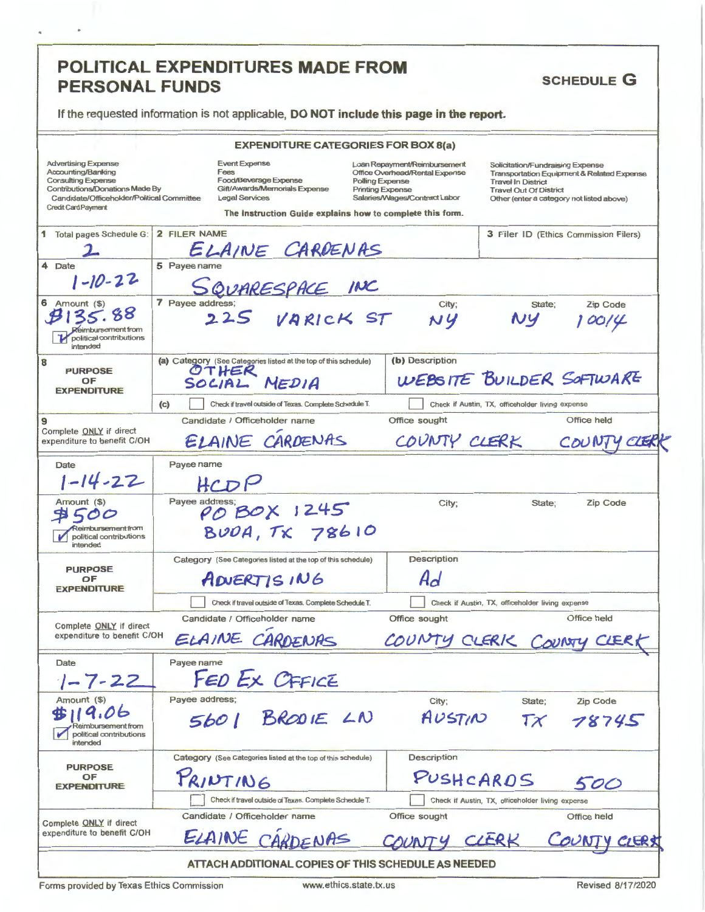# POLITICAL EXPENDITURES MADE FROM PERSONAL FUNDS

**SCHEDULE G**

If the requested information is not applicable, **DO NOT include this page in the report.**

## EXPENDITURE CATEGORIES FOR BOX 8(a)

| | | | |
|---|---|---|---|
| Advertising Expense | Event Expense | Loan Repayment/Reimbursement | Solicitation/Fundraising Expense |
| Accounting/Banking | Fees | Office Overhead/Rental Expense | Transportation Equipment & Related Expense |
| Consulting Expense | Food/Beverage Expense | Polling Expense | Travel In District |
| Contributions/Donations Made By Candidate/Officeholder/Political Committee | Gift/Awards/Memorials Expense | Printing Expense | Travel Out Of District |
| Credit Card Payment | Legal Services | Salaries/Wages/Contract Labor | Other (enter a category not listed above) |

**The Instruction Guide explains how to complete this form.**

| | | | | |
|---|---|---|---|---|
| **1** Total pages Schedule G: 2 | **2** FILER NAME: ELAINE CARDENAS | | **3** Filer ID (Ethics Commission Filers): | |
| **4** Date: 1-10-22 | **5** Payee name: SQUARESPACE INC | | | |
| **6** Amount ($): $135.88 <br> [x] Reimbursement from political contributions intended | **7** Payee address: 225 VARICK ST | City: NY | State: NY | Zip Code: 10014 |
| **8** PURPOSE OF EXPENDITURE | (a) Category (See Categories listed at the top of this schedule): OTHER SOCIAL MEDIA | | (b) Description: WEBSITE BUILDER SOFTWARE | |
| | (c) [ ] Check if travel outside of Texas. Complete Schedule T. | | [ ] Check if Austin, TX, officeholder living expense | |
| **9** Complete ONLY if direct expenditure to benefit C/OH | Candidate / Officeholder name: ELAINE CARDENAS | | Office sought: COUNTY CLERK | Office held: COUNTY CLERK |

| | | | | |
|---|---|---|---|---|
| Date: 1-14-22 | Payee name: HCDP | | | |
| Amount ($): $500 <br> [x] Reimbursement from political contributions intended | Payee address: PO BOX 1245 BUDA, TX 78610 | City: | State: | Zip Code: |
| PURPOSE OF EXPENDITURE | Category (See Categories listed at the top of this schedule): ADVERTISING | | Description: Ad | |
| | [ ] Check if travel outside of Texas. Complete Schedule T. | | [ ] Check if Austin, TX, officeholder living expense | |
| Complete ONLY if direct expenditure to benefit C/OH | Candidate / Officeholder name: ELAINE CARDENAS | | Office sought: COUNTY CLERK | Office held: COUNTY CLERK |

| | | | | |
|---|---|---|---|---|
| Date: 1-7-22 | Payee name: FED EX OFFICE | | | |
| Amount ($): $119.06 <br> [x] Reimbursement from political contributions intended | Payee address: 5601 BRODIE LN | City: AUSTIN | State: TX | Zip Code: 78745 |
| PURPOSE OF EXPENDITURE | Category (See Categories listed at the top of this schedule): PRINTING | | Description: PUSHCARDS 500 | |
| | [ ] Check if travel outside of Texas. Complete Schedule T. | | [ ] Check if Austin, TX, officeholder living expense | |
| Complete ONLY if direct expenditure to benefit C/OH | Candidate / Officeholder name: ELAINE CARDENAS | | Office sought: COUNTY CLERK | Office held: COUNTY CLERK |

**ATTACH ADDITIONAL COPIES OF THIS SCHEDULE AS NEEDED**

Forms provided by Texas Ethics Commission www.ethics.state.tx.us Revised 8/17/2020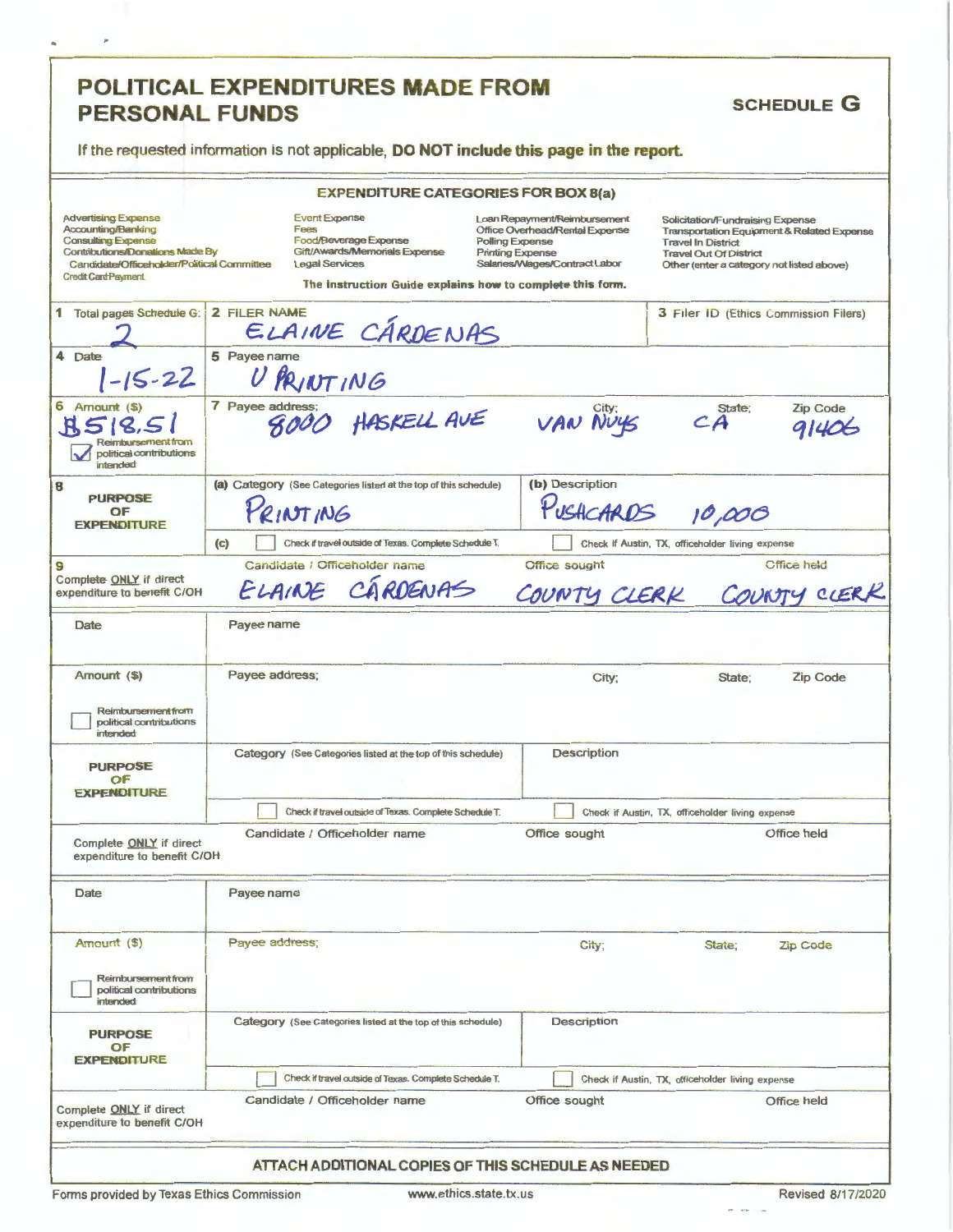# POLITICAL EXPENDITURES MADE FROM PERSONAL FUNDS

**SCHEDULE G**

If the requested information is not applicable, **DO NOT include this page in the report.**

**EXPENDITURE CATEGORIES FOR BOX 8(a)**

| | | | |
|---|---|---|---|
| Advertising Expense<br>Accounting/Banking<br>Consulting Expense<br>Contributions/Donations Made By Candidate/Officeholder/Political Committee<br>Credit Card Payment | Event Expense<br>Fees<br>Food/Beverage Expense<br>Gift/Awards/Memorials Expense<br>Legal Services | Loan Repayment/Reimbursement<br>Office Overhead/Rental Expense<br>Polling Expense<br>Printing Expense<br>Salaries/Wages/Contract Labor | Solicitation/Fundraising Expense<br>Transportation Equipment & Related Expense<br>Travel In District<br>Travel Out Of District<br>Other (enter a category not listed above) |

**The Instruction Guide explains how to complete this form.**

| | | | | |
|---|---|---|---|---|
| 1 Total pages Schedule G: 2 | 2 FILER NAME<br>ELAINE CÁRDENAS | | 3 Filer ID (Ethics Commission Filers) | |
| 4 Date<br>1-15-22 | 5 Payee name<br>U PRINTING | | | |
| 6 Amount ($)<br>$518.51<br>☑ Reimbursement from political contributions intended | 7 Payee address;<br>8000 HASKELL AVE | City;<br>VAN NUYS | State;<br>CA | Zip Code<br>91406 |
| 8 **PURPOSE OF EXPENDITURE** | (a) Category (See Categories listed at the top of this schedule)<br>PRINTING | (b) Description<br>PUSHCARDS 10,000 | | |
| | (c) ☐ Check if travel outside of Texas. Complete Schedule T. | ☐ Check if Austin, TX, officeholder living expense | | |
| 9 Complete ONLY if direct expenditure to benefit C/OH | Candidate / Officeholder name<br>ELAINE CÁRDENAS | Office sought<br>COUNTY CLERK | Office held<br>COUNTY CLERK | |
| Date | Payee name | | | |
| Amount ($)<br>☐ Reimbursement from political contributions intended | Payee address; | City; | State; | Zip Code |
| **PURPOSE OF EXPENDITURE** | Category (See Categories listed at the top of this schedule) | Description | | |
| | ☐ Check if travel outside of Texas. Complete Schedule T. | ☐ Check if Austin, TX, officeholder living expense | | |
| Complete ONLY if direct expenditure to benefit C/OH | Candidate / Officeholder name | Office sought | Office held | |
| Date | Payee name | | | |
| Amount ($)<br>☐ Reimbursement from political contributions intended | Payee address; | City; | State; | Zip Code |
| **PURPOSE OF EXPENDITURE** | Category (See Categories listed at the top of this schedule) | Description | | |
| | ☐ Check if travel outside of Texas. Complete Schedule T. | ☐ Check if Austin, TX, officeholder living expense | | |
| Complete ONLY if direct expenditure to benefit C/OH | Candidate / Officeholder name | Office sought | Office held | |

**ATTACH ADDITIONAL COPIES OF THIS SCHEDULE AS NEEDED**

Forms provided by Texas Ethics Commission www.ethics.state.tx.us Revised 8/17/2020